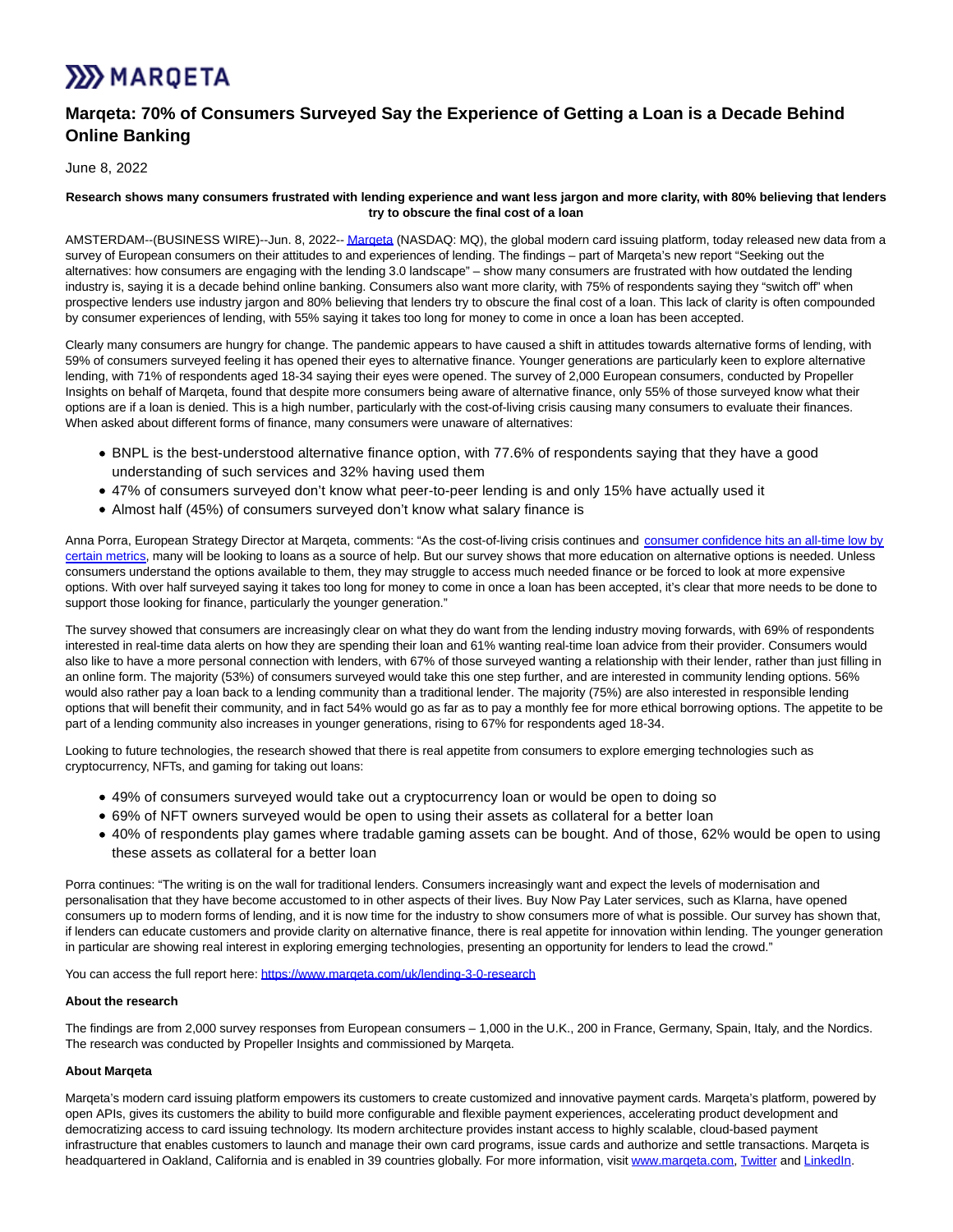# Marqeta: 70% of Consumers Surveyed Say the Experience of Getting a Loan is a Decade Behind Online Banking

June 8, 2022

**Research shows many consumers frustrated with lending experience and want less jargon and more clarity, with 80% believing that lenders try to obscure the final cost of a loan**

AMSTERDAM--(BUSINESS WIRE)--Jun. 8, 2022-- Marqeta (NASDAQ: MQ), the global modern card issuing platform, today released new data from a survey of European consumers on their attitudes to and experiences of lending. The findings – part of Marqeta's new report "Seeking out the alternatives: how consumers are engaging with the lending 3.0 landscape" – show many consumers are frustrated with how outdated the lending industry is, saying it is a decade behind online banking. Consumers also want more clarity, with 75% of respondents saying they "switch off" when prospective lenders use industry jargon and 80% believing that lenders try to obscure the final cost of a loan. This lack of clarity is often compounded by consumer experiences of lending, with 55% saying it takes too long for money to come in once a loan has been accepted.

Clearly many consumers are hungry for change. The pandemic appears to have caused a shift in attitudes towards alternative forms of lending, with 59% of consumers surveyed feeling it has opened their eyes to alternative finance. Younger generations are particularly keen to explore alternative lending, with 71% of respondents aged 18-34 saying their eyes were opened. The survey of 2,000 European consumers, conducted by Propeller Insights on behalf of Marqeta, found that despite more consumers being aware of alternative finance, only 55% of those surveyed know what their options are if a loan is denied. This is a high number, particularly with the cost-of-living crisis causing many consumers to evaluate their finances. When asked about different forms of finance, many consumers were unaware of alternatives:

- BNPL is the best-understood alternative finance option, with 77.6% of respondents saying that they have a good understanding of such services and 32% having used them
- 47% of consumers surveyed don't know what peer-to-peer lending is and only 15% have actually used it
- Almost half (45%) of consumers surveyed don't know what salary finance is

Anna Porra, European Strategy Director at Marqeta, comments: "As the cost-of-living crisis continues and consumer confidence hits an all-time low by certain metrics, many will be looking to loans as a source of help. But our survey shows that more education on alternative options is needed. Unless consumers understand the options available to them, they may struggle to access much needed finance or be forced to look at more expensive options. With over half surveyed saying it takes too long for money to come in once a loan has been accepted, it's clear that more needs to be done to support those looking for finance, particularly the younger generation."

The survey showed that consumers are increasingly clear on what they do want from the lending industry moving forwards, with 69% of respondents interested in real-time data alerts on how they are spending their loan and 61% wanting real-time loan advice from their provider. Consumers would also like to have a more personal connection with lenders, with 67% of those surveyed wanting a relationship with their lender, rather than just filling in an online form. The majority (53%) of consumers surveyed would take this one step further, and are interested in community lending options. 56% would also rather pay a loan back to a lending community than a traditional lender. The majority (75%) are also interested in responsible lending options that will benefit their community, and in fact 54% would go as far as to pay a monthly fee for more ethical borrowing options. The appetite to be part of a lending community also increases in younger generations, rising to 67% for respondents aged 18-34.

Looking to future technologies, the research showed that there is real appetite from consumers to explore emerging technologies such as cryptocurrency, NFTs, and gaming for taking out loans:

- 49% of consumers surveyed would take out a cryptocurrency loan or would be open to doing so
- 69% of NFT owners surveyed would be open to using their assets as collateral for a better loan
- 40% of respondents play games where tradable gaming assets can be bought. And of those, 62% would be open to using these assets as collateral for a better loan

Porra continues: "The writing is on the wall for traditional lenders. Consumers increasingly want and expect the levels of modernisation and personalisation that they have become accustomed to in other aspects of their lives. Buy Now Pay Later services, such as Klarna, have opened consumers up to modern forms of lending, and it is now time for the industry to show consumers more of what is possible. Our survey has shown that, if lenders can educate customers and provide clarity on alternative finance, there is real appetite for innovation within lending. The younger generation in particular are showing real interest in exploring emerging technologies, presenting an opportunity for lenders to lead the crowd."

You can access the full report here: https://www.marqeta.com/uk/lending-3-0-research

**About the research**

The findings are from 2,000 survey responses from European consumers – 1,000 in the U.K., 200 in France, Germany, Spain, Italy, and the Nordics. The research was conducted by Propeller Insights and commissioned by Marqeta.

**About Marqeta**

Marqeta's modern card issuing platform empowers its customers to create customized and innovative payment cards. Marqeta's platform, powered by open APIs, gives its customers the ability to build more configurable and flexible payment experiences, accelerating product development and democratizing access to card issuing technology. Its modern architecture provides instant access to highly scalable, cloud-based payment infrastructure that enables customers to launch and manage their own card programs, issue cards and authorize and settle transactions. Marqeta is headquartered in Oakland, California and is enabled in 39 countries globally. For more information, visit www.marqeta.com, Twitter and LinkedIn.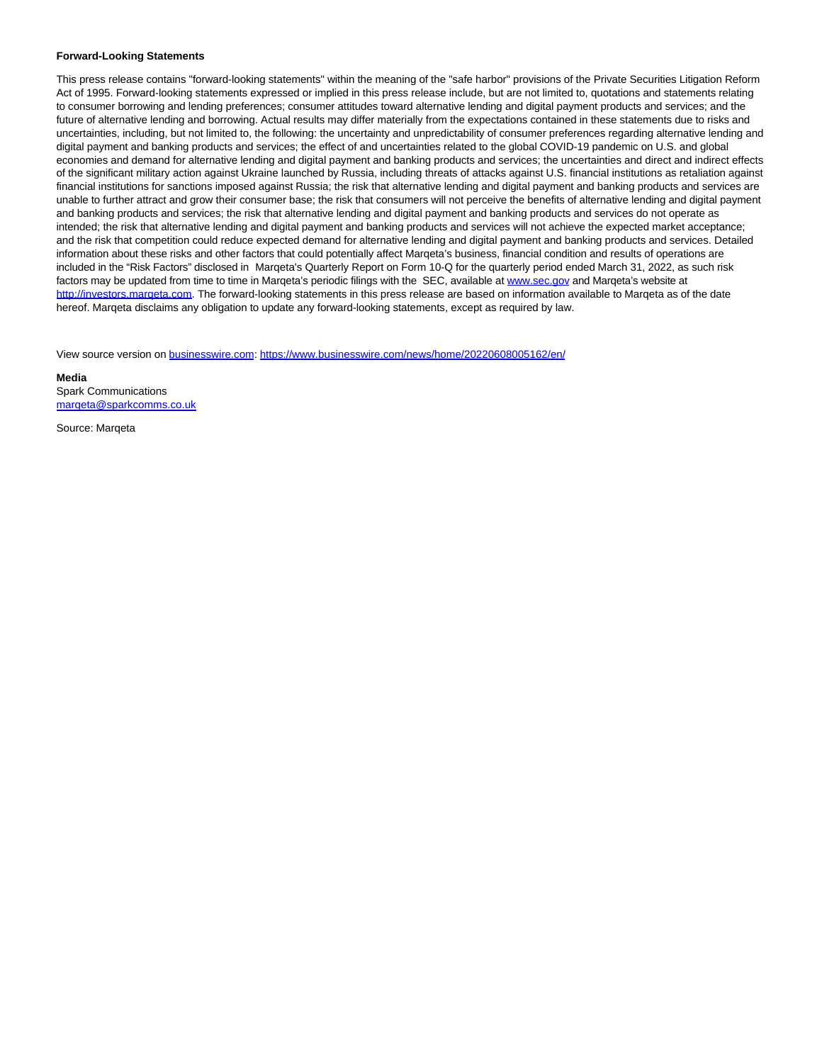**Forward-Looking Statements**

This press release contains "forward-looking statements" within the meaning of the "safe harbor" provisions of the Private Securities Litigation Reform Act of 1995. Forward-looking statements expressed or implied in this press release include, but are not limited to, quotations and statements relating to consumer borrowing and lending preferences; consumer attitudes toward alternative lending and digital payment products and services; and the future of alternative lending and borrowing. Actual results may differ materially from the expectations contained in these statements due to risks and uncertainties, including, but not limited to, the following: the uncertainty and unpredictability of consumer preferences regarding alternative lending and digital payment and banking products and services; the effect of and uncertainties related to the global COVID-19 pandemic on U.S. and global economies and demand for alternative lending and digital payment and banking products and services; the uncertainties and direct and indirect effects of the significant military action against Ukraine launched by Russia, including threats of attacks against U.S. financial institutions as retaliation against financial institutions for sanctions imposed against Russia; the risk that alternative lending and digital payment and banking products and services are unable to further attract and grow their consumer base; the risk that consumers will not perceive the benefits of alternative lending and digital payment and banking products and services; the risk that alternative lending and digital payment and banking products and services do not operate as intended; the risk that alternative lending and digital payment and banking products and services will not achieve the expected market acceptance; and the risk that competition could reduce expected demand for alternative lending and digital payment and banking products and services. Detailed information about these risks and other factors that could potentially affect Marqeta's business, financial condition and results of operations are included in the "Risk Factors" disclosed in Marqeta's Quarterly Report on Form 10-Q for the quarterly period ended March 31, 2022, as such risk factors may be updated from time to time in Marqeta's periodic filings with the SEC, available at [www.sec.gov](http://www.sec.gov) and Marqeta's website at [http://investors.marqeta.com](http://investors.marqeta.com). The forward-looking statements in this press release are based on information available to Marqeta as of the date hereof. Marqeta disclaims any obligation to update any forward-looking statements, except as required by law.

View source version on [businesswire.com](https://www.businesswire.com): [https://www.businesswire.com/news/home/20220608005162/en/](https://www.businesswire.com/news/home/20220608005162/en/)

**Media**
Spark Communications
[marqeta@sparkcomms.co.uk](mailto:marqeta@sparkcomms.co.uk)

Source: Marqeta